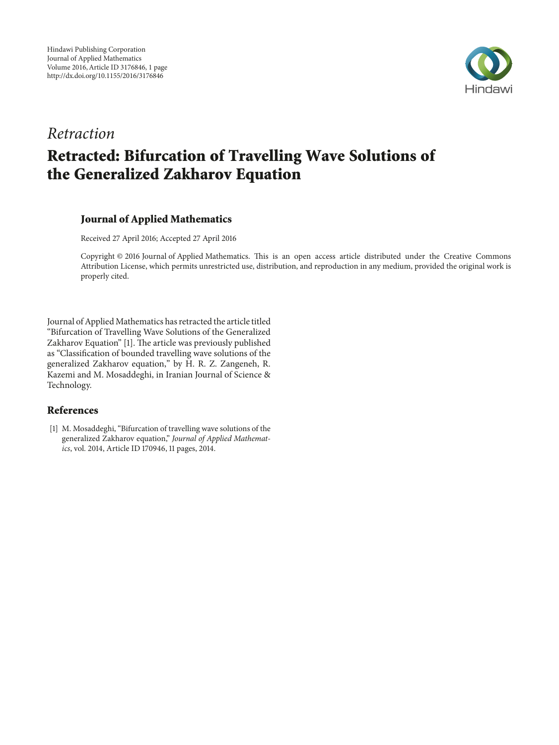*Retraction*

# Retracted: Bifurcation of Travelling Wave Solutions of the Generalized Zakharov Equation

### Journal of Applied Mathematics

Received 27 April 2016; Accepted 27 April 2016

Copyright © 2016 Journal of Applied Mathematics. This is an open access article distributed under the Creative Commons Attribution License, which permits unrestricted use, distribution, and reproduction in any medium, provided the original work is properly cited.

Journal of Applied Mathematics has retracted the article titled "Bifurcation of Travelling Wave Solutions of the Generalized Zakharov Equation" [1]. The article was previously published as "Classification of bounded travelling wave solutions of the generalized Zakharov equation," by H. R. Z. Zangeneh, R. Kazemi and M. Mosaddeghi, in Iranian Journal of Science & Technology.

## References

[1] M. Mosaddeghi, "Bifurcation of travelling wave solutions of the generalized Zakharov equation," *Journal of Applied Mathematics*, vol. 2014, Article ID 170946, 11 pages, 2014.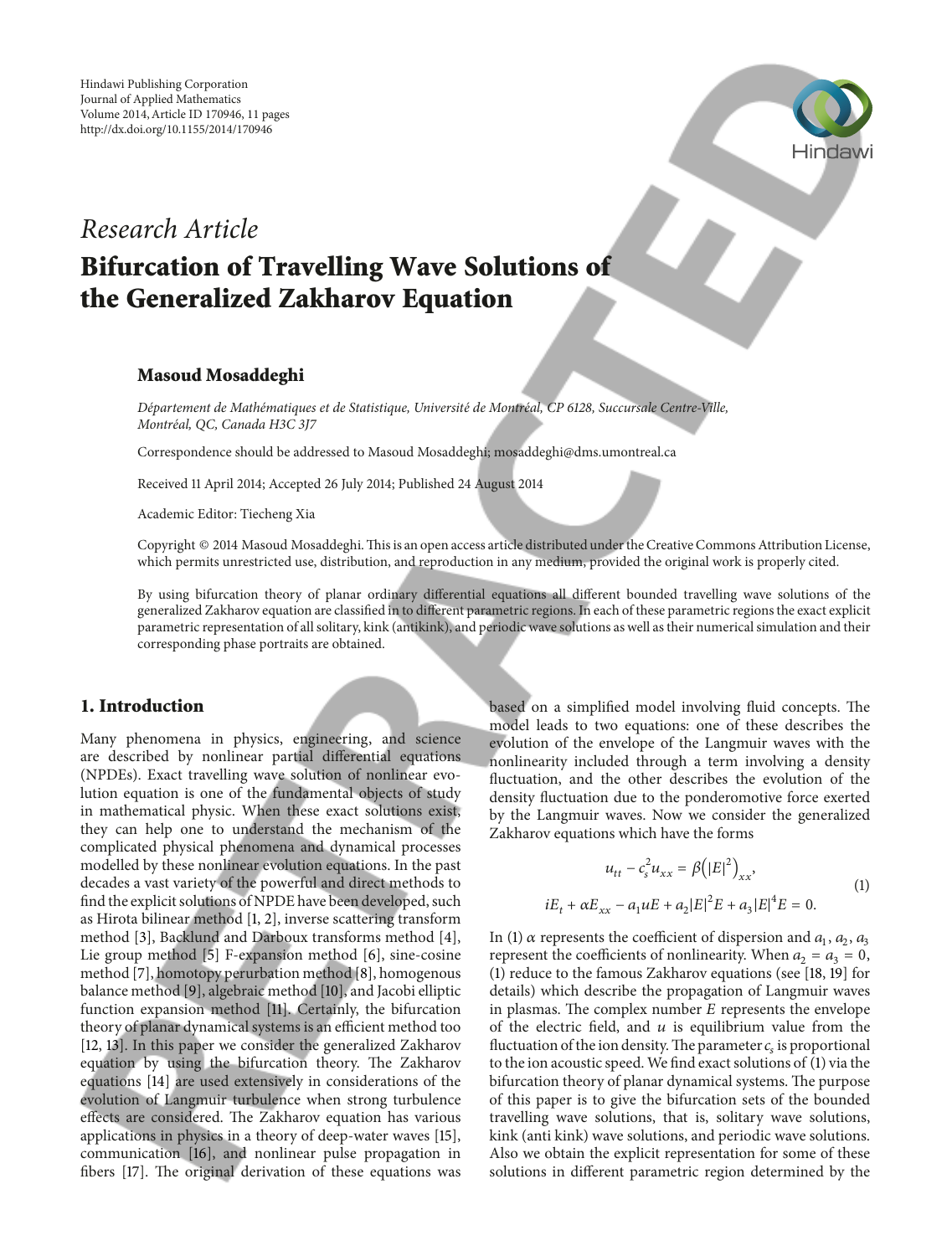Hindawi Publishing Corporation
Journal of Applied Mathematics
Volume 2014, Article ID 170946, 11 pages
http://dx.doi.org/10.1155/2014/170946

*Research Article*

# Bifurcation of Travelling Wave Solutions of the Generalized Zakharov Equation

**Masoud Mosaddeghi**

*Département de Mathématiques et de Statistique, Université de Montréal, CP 6128, Succursale Centre-Ville, Montréal, QC, Canada H3C 3J7*

Correspondence should be addressed to Masoud Mosaddeghi; mosaddeghi@dms.umontreal.ca

Received 11 April 2014; Accepted 26 July 2014; Published 24 August 2014

Academic Editor: Tiecheng Xia

Copyright © 2014 Masoud Mosaddeghi. This is an open access article distributed under the Creative Commons Attribution License, which permits unrestricted use, distribution, and reproduction in any medium, provided the original work is properly cited.

By using bifurcation theory of planar ordinary differential equations all different bounded travelling wave solutions of the generalized Zakharov equation are classified in to different parametric regions. In each of these parametric regions the exact explicit parametric representation of all solitary, kink (antikink), and periodic wave solutions as well as their numerical simulation and their corresponding phase portraits are obtained.

## 1. Introduction

Many phenomena in physics, engineering, and science are described by nonlinear partial differential equations (NPDEs). Exact travelling wave solution of nonlinear evolution equation is one of the fundamental objects of study in mathematical physic. When these exact solutions exist, they can help one to understand the mechanism of the complicated physical phenomena and dynamical processes modelled by these nonlinear evolution equations. In the past decades a vast variety of the powerful and direct methods to find the explicit solutions of NPDE have been developed, such as Hirota bilinear method [1, 2], inverse scattering transform method [3], Backlund and Darboux transforms method [4], Lie group method [5] F-expansion method [6], sine-cosine method [7], homotopy perurbation method [8], homogenous balance method [9], algebraic method [10], and Jacobi elliptic function expansion method [11]. Certainly, the bifurcation theory of planar dynamical systems is an efficient method too [12, 13]. In this paper we consider the generalized Zakharov equation by using the bifurcation theory. The Zakharov equations [14] are used extensively in considerations of the evolution of Langmuir turbulence when strong turbulence effects are considered. The Zakharov equation has various applications in physics in a theory of deep-water waves [15], communication [16], and nonlinear pulse propagation in fibers [17]. The original derivation of these equations was based on a simplified model involving fluid concepts. The model leads to two equations: one of these describes the evolution of the envelope of the Langmuir waves with the nonlinearity included through a term involving a density fluctuation, and the other describes the evolution of the density fluctuation due to the ponderomotive force exerted by the Langmuir waves. Now we consider the generalized Zakharov equations which have the forms

$$u_{tt} - c_s^2 u_{xx} = \beta\left(|E|^2\right)_{xx},$$
$$iE_t + \alpha E_{xx} - a_1 uE + a_2 |E|^2 E + a_3 |E|^4 E = 0. \tag{1}$$

In (1) $\alpha$ represents the coefficient of dispersion and $a_1, a_2, a_3$ represent the coefficients of nonlinearity. When $a_2 = a_3 = 0$, (1) reduce to the famous Zakharov equations (see [18, 19] for details) which describe the propagation of Langmuir waves in plasmas. The complex number $E$ represents the envelope of the electric field, and $u$ is equilibrium value from the fluctuation of the ion density. The parameter $c_s$ is proportional to the ion acoustic speed. We find exact solutions of (1) via the bifurcation theory of planar dynamical systems. The purpose of this paper is to give the bifurcation sets of the bounded travelling wave solutions, that is, solitary wave solutions, kink (anti kink) wave solutions, and periodic wave solutions. Also we obtain the explicit representation for some of these solutions in different parametric region determined by the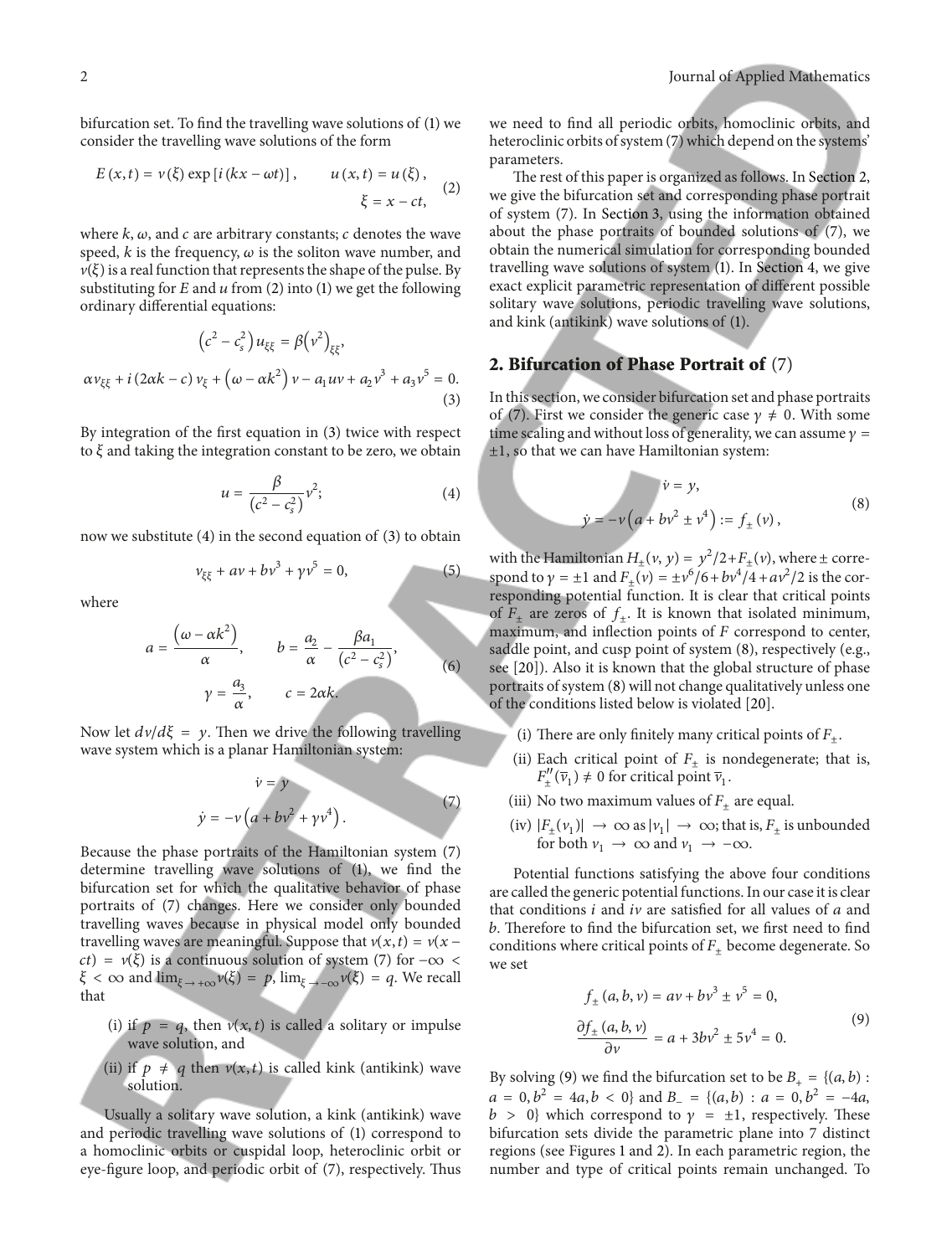bifurcation set. To find the travelling wave solutions of (1) we consider the travelling wave solutions of the form

$$E(x,t) = v(\xi)\exp[i(kx - \omega t)], \qquad u(x,t) = u(\xi), \qquad \xi = x - ct, \tag{2}$$

where $k$, $\omega$, and $c$ are arbitrary constants; $c$ denotes the wave speed, $k$ is the frequency, $\omega$ is the soliton wave number, and $v(\xi)$ is a real function that represents the shape of the pulse. By substituting for $E$ and $u$ from (2) into (1) we get the following ordinary differential equations:

$$\begin{gathered}\left(c^2 - c_s^2\right)u_{\xi\xi} = \beta\left(v^2\right)_{\xi\xi}, \\ \alpha v_{\xi\xi} + i(2\alpha k - c)v_\xi + \left(\omega - \alpha k^2\right)v - a_1 uv + a_2 v^3 + a_3 v^5 = 0.\end{gathered} \tag{3}$$

By integration of the first equation in (3) twice with respect to $\xi$ and taking the integration constant to be zero, we obtain

$$u = \frac{\beta}{\left(c^2 - c_s^2\right)}v^2; \tag{4}$$

now we substitute (4) in the second equation of (3) to obtain

$$v_{\xi\xi} + av + bv^3 + \gamma v^5 = 0, \tag{5}$$

where

$$a = \frac{\left(\omega - \alpha k^2\right)}{\alpha}, \qquad b = \frac{a_2}{\alpha} - \frac{\beta a_1}{\left(c^2 - c_s^2\right)}, \qquad \gamma = \frac{a_3}{\alpha}, \qquad c = 2\alpha k. \tag{6}$$

Now let $dv/d\xi = y$. Then we drive the following travelling wave system which is a planar Hamiltonian system:

$$\begin{gathered}\dot{v} = y \\ \dot{y} = -v\left(a + bv^2 + \gamma v^4\right).\end{gathered} \tag{7}$$

Because the phase portraits of the Hamiltonian system (7) determine travelling wave solutions of (1), we find the bifurcation set for which the qualitative behavior of phase portraits of (7) changes. Here we consider only bounded travelling waves because in physical model only bounded travelling waves are meaningful. Suppose that $v(x,t) = v(x - ct) = v(\xi)$ is a continuous solution of system (7) for $-\infty < \xi < \infty$ and $\lim_{\xi \to +\infty} v(\xi) = p$, $\lim_{\xi \to -\infty} v(\xi) = q$. We recall that

(i) if $p = q$, then $v(x,t)$ is called a solitary or impulse wave solution, and

(ii) if $p \neq q$ then $v(x,t)$ is called kink (antikink) wave solution.

Usually a solitary wave solution, a kink (antikink) wave and periodic travelling wave solutions of (1) correspond to a homoclinic orbits or cuspidal loop, heteroclinic orbit or eye-figure loop, and periodic orbit of (7), respectively. Thus we need to find all periodic orbits, homoclinic orbits, and heteroclinic orbits of system (7) which depend on the systems' parameters.

The rest of this paper is organized as follows. In Section 2, we give the bifurcation set and corresponding phase portrait of system (7). In Section 3, using the information obtained about the phase portraits of bounded solutions of (7), we obtain the numerical simulation for corresponding bounded travelling wave solutions of system (1). In Section 4, we give exact explicit parametric representation of different possible solitary wave solutions, periodic travelling wave solutions, and kink (antikink) wave solutions of (1).

## 2. Bifurcation of Phase Portrait of (7)

In this section, we consider bifurcation set and phase portraits of (7). First we consider the generic case $\gamma \neq 0$. With some time scaling and without loss of generality, we can assume $\gamma = \pm 1$, so that we can have Hamiltonian system:

$$\begin{gathered}\dot{v} = y, \\ \dot{y} = -v\left(a + bv^2 \pm v^4\right) := f_\pm(v),\end{gathered} \tag{8}$$

with the Hamiltonian $H_\pm(v,y) = y^2/2 + F_\pm(v)$, where $\pm$ correspond to $\gamma = \pm 1$ and $F_\pm(v) = \pm v^6/6 + bv^4/4 + av^2/2$ is the corresponding potential function. It is clear that critical points of $F_\pm$ are zeros of $f_\pm$. It is known that isolated minimum, maximum, and inflection points of $F$ correspond to center, saddle point, and cusp point of system (8), respectively (e.g., see [20]). Also it is known that the global structure of phase portraits of system (8) will not change qualitatively unless one of the conditions listed below is violated [20].

(i) There are only finitely many critical points of $F_\pm$.

(ii) Each critical point of $F_\pm$ is nondegenerate; that is, $F''_\pm(\overline{v}_1) \neq 0$ for critical point $\overline{v}_1$.

(iii) No two maximum values of $F_\pm$ are equal.

(iv) $|F_\pm(v_1)| \to \infty$ as $|v_1| \to \infty$; that is, $F_\pm$ is unbounded for both $v_1 \to \infty$ and $v_1 \to -\infty$.

Potential functions satisfying the above four conditions are called the generic potential functions. In our case it is clear that conditions $i$ and $iv$ are satisfied for all values of $a$ and $b$. Therefore to find the bifurcation set, we first need to find conditions where critical points of $F_\pm$ become degenerate. So we set

$$\begin{gathered}f_\pm(a,b,v) = av + bv^3 \pm v^5 = 0, \\ \frac{\partial f_\pm(a,b,v)}{\partial v} = a + 3bv^2 \pm 5v^4 = 0.\end{gathered} \tag{9}$$

By solving (9) we find the bifurcation set to be $B_+ = \{(a,b) : a = 0, b^2 = 4a, b < 0\}$ and $B_- = \{(a,b) : a = 0, b^2 = -4a, b > 0\}$ which correspond to $\gamma = \pm 1$, respectively. These bifurcation sets divide the parametric plane into 7 distinct regions (see Figures 1 and 2). In each parametric region, the number and type of critical points remain unchanged. To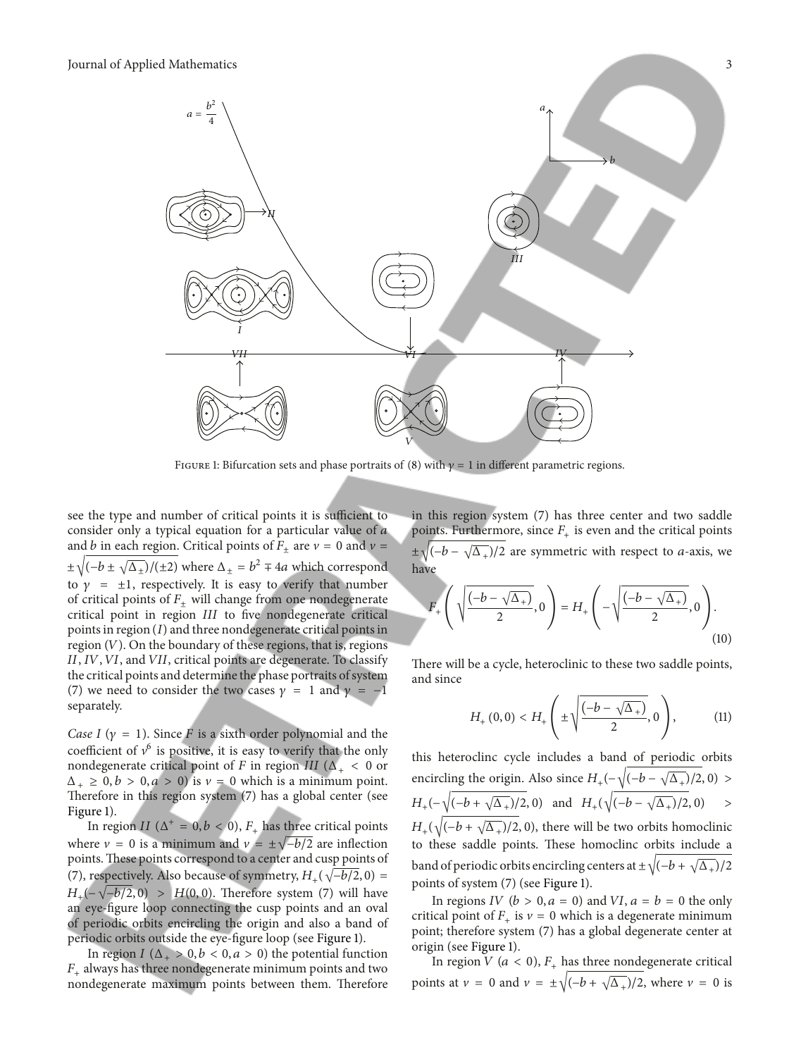FIGURE 1: Bifurcation sets and phase portraits of (8) with $\gamma = 1$ in different parametric regions.

see the type and number of critical points it is sufficient to consider only a typical equation for a particular value of $a$ and $b$ in each region. Critical points of $F_{\pm}$ are $v = 0$ and $v = \pm\sqrt{(-b \pm \sqrt{\Delta_{\pm}})/(\pm 2)}$ where $\Delta_{\pm} = b^2 \mp 4a$ which correspond to $\gamma = \pm 1$, respectively. It is easy to verify that number of critical points of $F_{\pm}$ will change from one nondegenerate critical point in region $III$ to five nondegenerate critical points in region $(I)$ and three nondegenerate critical points in region $(V)$. On the boundary of these regions, that is, regions $II$, $IV$, $VI$, and $VII$, critical points are degenerate. To classify the critical points and determine the phase portraits of system (7) we need to consider the two cases $\gamma = 1$ and $\gamma = -1$ separately.

*Case I* ($\gamma = 1$). Since $F$ is a sixth order polynomial and the coefficient of $v^6$ is positive, it is easy to verify that the only nondegenerate critical point of $F$ in region $III$ ($\Delta_+ < 0$ or $\Delta_+ \geq 0, b > 0, a > 0$) is $v = 0$ which is a minimum point. Therefore in this region system (7) has a global center (see Figure 1).

In region $II$ ($\Delta^+ = 0, b < 0$), $F_+$ has three critical points where $v = 0$ is a minimum and $v = \pm\sqrt{-b/2}$ are inflection points. These points correspond to a center and cusp points of (7), respectively. Also because of symmetry, $H_+(\sqrt{-b/2}, 0) = H_+(-\sqrt{-b/2}, 0) > H(0, 0)$. Therefore system (7) will have an eye-figure loop connecting the cusp points and an oval of periodic orbits encircling the origin and also a band of periodic orbits outside the eye-figure loop (see Figure 1).

In region $I$ ($\Delta_+ > 0, b < 0, a > 0$) the potential function $F_+$ always has three nondegenerate minimum points and two nondegenerate maximum points between them. Therefore in this region system (7) has three center and two saddle points. Furthermore, since $F_+$ is even and the critical points $\pm\sqrt{(-b - \sqrt{\Delta_+})/2}$ are symmetric with respect to $a$-axis, we have

$$F_+\left(\sqrt{\frac{(-b - \sqrt{\Delta_+})}{2}}, 0\right) = H_+\left(-\sqrt{\frac{(-b - \sqrt{\Delta_+})}{2}}, 0\right). \tag{10}$$

There will be a cycle, heteroclinic to these two saddle points, and since

$$H_+(0, 0) < H_+\left(\pm\sqrt{\frac{(-b - \sqrt{\Delta_+})}{2}}, 0\right), \tag{11}$$

this heteroclinc cycle includes a band of periodic orbits encircling the origin. Also since $H_+(-\sqrt{(-b - \sqrt{\Delta_+})/2}, 0) > H_+(-\sqrt{(-b + \sqrt{\Delta_+})/2}, 0)$ and $H_+(\sqrt{(-b - \sqrt{\Delta_+})/2}, 0) > H_+(\sqrt{(-b + \sqrt{\Delta_+})/2}, 0)$, there will be two orbits homoclinic to these saddle points. These homoclinc orbits include a band of periodic orbits encircling centers at $\pm\sqrt{(-b + \sqrt{\Delta_+})/2}$ points of system (7) (see Figure 1).

In regions $IV$ ($b > 0, a = 0$) and $VI$, $a = b = 0$ the only critical point of $F_+$ is $v = 0$ which is a degenerate minimum point; therefore system (7) has a global degenerate center at origin (see Figure 1).

In region $V$ ($a < 0$), $F_+$ has three nondegenerate critical points at $v = 0$ and $v = \pm\sqrt{(-b + \sqrt{\Delta_+})/2}$, where $v = 0$ is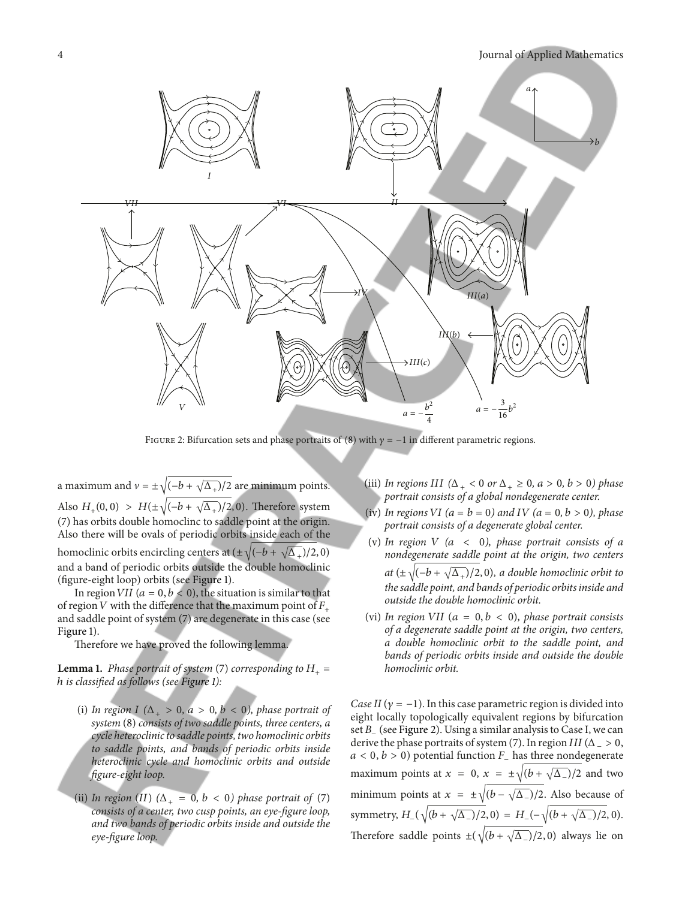FIGURE 2: Bifurcation sets and phase portraits of (8) with $\gamma = -1$ in different parametric regions.

a maximum and $v = \pm\sqrt{(-b+\sqrt{\Delta_+})/2}$ are minimum points. Also $H_+(0,0) > H(\pm\sqrt{(-b+\sqrt{\Delta_+})/2}, 0)$. Therefore system (7) has orbits double homoclinc to saddle point at the origin. Also there will be ovals of periodic orbits inside each of the homoclinic orbits encircling centers at $(\pm\sqrt{(-b+\sqrt{\Delta_+})/2}, 0)$ and a band of periodic orbits outside the double homoclinic (figure-eight loop) orbits (see Figure 1).

In region *VII* ($a = 0, b < 0$), the situation is similar to that of region *V* with the difference that the maximum point of $F_+$ and saddle point of system (7) are degenerate in this case (see Figure 1).

Therefore we have proved the following lemma.

**Lemma 1.** *Phase portrait of system* (7) *corresponding to $H_+ = h$ is classified as follows (see Figure 1):*

(i) *In region I ($\Delta_+ > 0$, $a > 0$, $b < 0$), phase portrait of system* (8) *consists of two saddle points, three centers, a cycle heteroclinic to saddle points, two homoclinic orbits to saddle points, and bands of periodic orbits inside heteroclinic cycle and homoclinic orbits and outside figure-eight loop.*

(ii) *In region (II) ($\Delta_+ = 0$, $b < 0$) phase portrait of* (7) *consists of a center, two cusp points, an eye-figure loop, and two bands of periodic orbits inside and outside the eye-figure loop.*

(iii) *In regions III ($\Delta_+ < 0$ or $\Delta_+ \geq 0$, $a > 0$, $b > 0$) phase portrait consists of a global nondegenerate center.*

(iv) *In regions VI ($a = b = 0$) and IV ($a = 0$, $b > 0$), phase portrait consists of a degenerate global center.*

(v) *In region V ($a < 0$), phase portrait consists of a nondegenerate saddle point at the origin, two centers at $(\pm\sqrt{(-b+\sqrt{\Delta_+})/2}, 0)$, a double homoclinic orbit to the saddle point, and bands of periodic orbits inside and outside the double homoclinic orbit.*

(vi) *In region VII ($a = 0$, $b < 0$), phase portrait consists of a degenerate saddle point at the origin, two centers, a double homoclinic orbit to the saddle point, and bands of periodic orbits inside and outside the double homoclinic orbit.*

*Case II* ($\gamma = -1$). In this case parametric region is divided into eight locally topologically equivalent regions by bifurcation set $B_-$ (see Figure 2). Using a similar analysis to Case I, we can derive the phase portraits of system (7). In region *III* ($\Delta_- > 0$, $a < 0$, $b > 0$) potential function $F_-$ has three nondegenerate maximum points at $x = 0$, $x = \pm\sqrt{(b+\sqrt{\Delta_-})/2}$ and two minimum points at $x = \pm\sqrt{(b-\sqrt{\Delta_-})/2}$. Also because of symmetry, $H_-(\sqrt{(b+\sqrt{\Delta_-})/2}, 0) = H_-(-\sqrt{(b+\sqrt{\Delta_-})/2}, 0)$. Therefore saddle points $\pm(\sqrt{(b+\sqrt{\Delta_-})/2}, 0)$ always lie on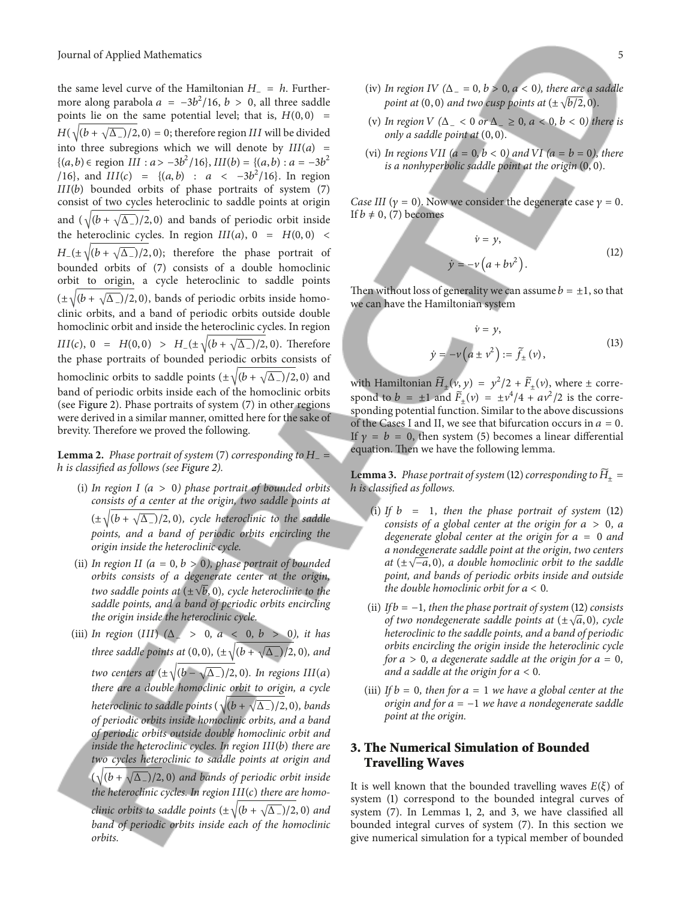the same level curve of the Hamiltonian $H_- = h$. Furthermore along parabola $a = -3b^2/16$, $b > 0$, all three saddle points lie on the same potential level; that is, $H(0,0) = H(\sqrt{(b+\sqrt{\Delta_-})/2}, 0) = 0$; therefore region $III$ will be divided into three subregions which we will denote by $III(a) = \{(a,b) \in \text{region } III : a > -3b^2/16\}$, $III(b) = \{(a,b) : a = -3b^2/16\}$, and $III(c) = \{(a,b) : a < -3b^2/16\}$. In region $III(b)$ bounded orbits of phase portraits of system (7) consist of two cycles heteroclinic to saddle points at origin and $(\sqrt{(b+\sqrt{\Delta_-})/2}, 0)$ and bands of periodic orbit inside the heteroclinic cycles. In region $III(a)$, $0 = H(0,0) < H_-(\pm\sqrt{(b+\sqrt{\Delta_-})/2}, 0)$; therefore the phase portrait of bounded orbits of (7) consists of a double homoclinic orbit to origin, a cycle heteroclinic to saddle points $(\pm\sqrt{(b+\sqrt{\Delta_-})/2}, 0)$, bands of periodic orbits inside homoclinic orbits, and a band of periodic orbits outside double homoclinic orbit and inside the heteroclinic cycles. In region $III(c)$, $0 = H(0,0) > H_-(\pm\sqrt{(b+\sqrt{\Delta_-})/2}, 0)$. Therefore the phase portraits of bounded periodic orbits consists of homoclinic orbits to saddle points $(\pm\sqrt{(b+\sqrt{\Delta_-})/2}, 0)$ and band of periodic orbits inside each of the homoclinic orbits (see Figure 2). Phase portraits of system (7) in other regions were derived in a similar manner, omitted here for the sake of brevity. Therefore we proved the following.

**Lemma 2.** *Phase portrait of system* (7) *corresponding to $H_- = h$ is classified as follows (see Figure 2).*

(i) *In region I ($a > 0$) phase portrait of bounded orbits consists of a center at the origin, two saddle points at $(\pm\sqrt{(b+\sqrt{\Delta_-})/2}, 0)$, cycle heteroclinic to the saddle points, and a band of periodic orbits encircling the origin inside the heteroclinic cycle.*

(ii) *In region II ($a = 0$, $b > 0$), phase portrait of bounded orbits consists of a degenerate center at the origin, two saddle points at $(\pm\sqrt{b}, 0)$, cycle heteroclinic to the saddle points, and a band of periodic orbits encircling the origin inside the heteroclinic cycle.*

(iii) *In region (III) ($\Delta_- > 0$, $a < 0$, $b > 0$), it has three saddle points at $(0,0)$, $(\pm\sqrt{(b+\sqrt{\Delta_-})/2}, 0)$, and two centers at $(\pm\sqrt{(b-\sqrt{\Delta_-})/2}, 0)$. In regions $III(a)$ there are a double homoclinic orbit to origin, a cycle heteroclinic to saddle points $(\sqrt{(b+\sqrt{\Delta_-})/2}, 0)$, bands of periodic orbits inside homoclinic orbits, and a band of periodic orbits outside double homoclinic orbit and inside the heteroclinic cycles. In region $III(b)$ there are two cycles heteroclinic to saddle points at origin and $(\sqrt{(b+\sqrt{\Delta_-})/2}, 0)$ and bands of periodic orbit inside the heteroclinic cycles. In region $III(c)$ there are homoclinic orbits to saddle points $(\pm\sqrt{(b+\sqrt{\Delta_-})/2}, 0)$ and band of periodic orbits inside each of the homoclinic orbits.*

(iv) *In region IV ($\Delta_- = 0$, $b > 0$, $a < 0$), there are a saddle point at $(0,0)$ and two cusp points at $(\pm\sqrt{b/2}, 0)$.*

(v) *In region V ($\Delta_- < 0$ or $\Delta_- \geq 0$, $a < 0$, $b < 0$) there is only a saddle point at $(0,0)$.*

(vi) *In regions VII ($a = 0$, $b < 0$) and VI ($a = b = 0$), there is a nonhyperbolic saddle point at the origin $(0,0)$.*

*Case III* ($\gamma = 0$). Now we consider the degenerate case $\gamma = 0$. If $b \neq 0$, (7) becomes

$$\dot{v} = y,$$
$$\dot{y} = -v\left(a + bv^2\right). \tag{12}$$

Then without loss of generality we can assume $b = \pm 1$, so that we can have the Hamiltonian system

$$\dot{v} = y,$$
$$\dot{y} = -v\left(a \pm v^2\right) := \tilde{f}_{\pm}(v), \tag{13}$$

with Hamiltonian $\widetilde{H}_{\pm}(v, y) = y^2/2 + \widetilde{F}_{\pm}(v)$, where $\pm$ correspond to $b = \pm 1$ and $\widetilde{F}_{\pm}(v) = \pm v^4/4 + av^2/2$ is the corresponding potential function. Similar to the above discussions of the Cases I and II, we see that bifurcation occurs in $a = 0$. If $\gamma = b = 0$, then system (5) becomes a linear differential equation. Then we have the following lemma.

**Lemma 3.** *Phase portrait of system* (12) *corresponding to $\widetilde{H}_{\pm} = h$ is classified as follows.*

(i) *If $b = 1$, then the phase portrait of system (12) consists of a global center at the origin for $a > 0$, a degenerate global center at the origin for $a = 0$ and a nondegenerate saddle point at the origin, two centers at $(\pm\sqrt{-a}, 0)$, a double homoclinic orbit to the saddle point, and bands of periodic orbits inside and outside the double homoclinic orbit for $a < 0$.*

(ii) *If $b = -1$, then the phase portrait of system (12) consists of two nondegenerate saddle points at $(\pm\sqrt{a}, 0)$, cycle heteroclinic to the saddle points, and a band of periodic orbits encircling the origin inside the heteroclinic cycle for $a > 0$, a degenerate saddle at the origin for $a = 0$, and a saddle at the origin for $a < 0$.*

(iii) *If $b = 0$, then for $a = 1$ we have a global center at the origin and for $a = -1$ we have a nondegenerate saddle point at the origin.*

## 3. The Numerical Simulation of Bounded Travelling Waves

It is well known that the bounded travelling waves $E(\xi)$ of system (1) correspond to the bounded integral curves of system (7). In Lemmas 1, 2, and 3, we have classified all bounded integral curves of system (7). In this section we give numerical simulation for a typical member of bounded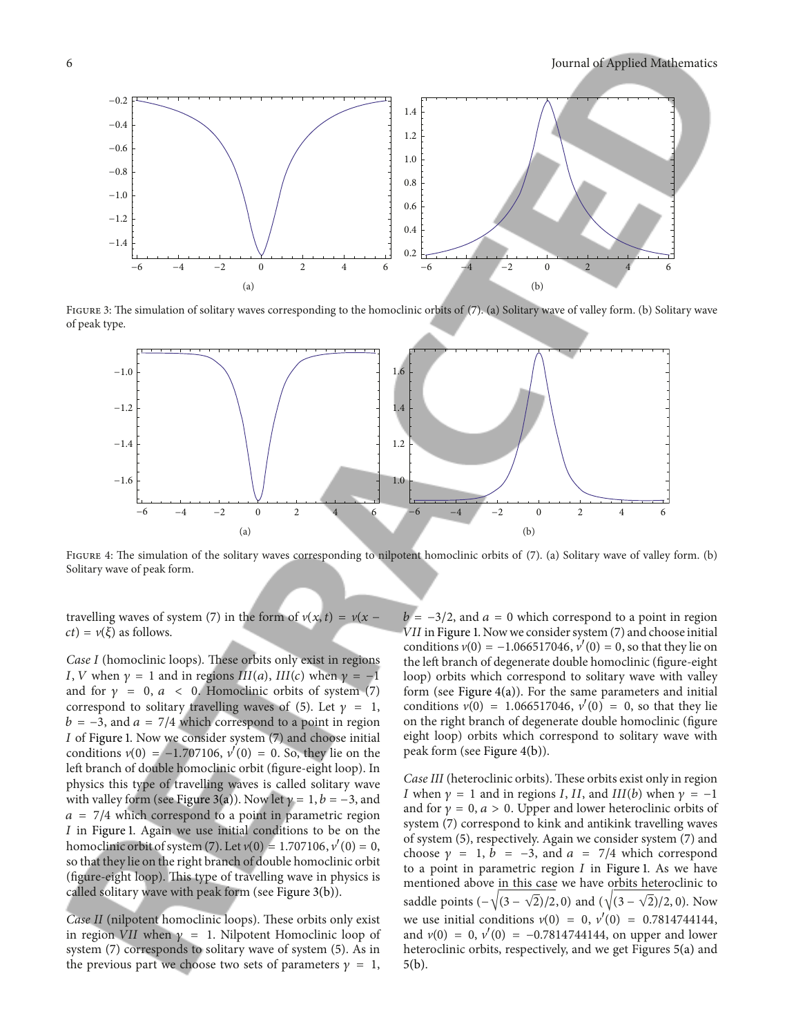FIGURE 3: The simulation of solitary waves corresponding to the homoclinic orbits of (7). (a) Solitary wave of valley form. (b) Solitary wave of peak type.

FIGURE 4: The simulation of the solitary waves corresponding to nilpotent homoclinic orbits of (7). (a) Solitary wave of valley form. (b) Solitary wave of peak form.

travelling waves of system (7) in the form of $v(x,t) = v(x - ct) = v(\xi)$ as follows.

*Case I* (homoclinic loops). These orbits only exist in regions $I$, $V$ when $\gamma = 1$ and in regions $III(a)$, $III(c)$ when $\gamma = -1$ and for $\gamma = 0$, $a < 0$. Homoclinic orbits of system (7) correspond to solitary travelling waves of (5). Let $\gamma = 1$, $b = -3$, and $a = 7/4$ which correspond to a point in region $I$ of Figure 1. Now we consider system (7) and choose initial conditions $v(0) = -1.707106$, $v'(0) = 0$. So, they lie on the left branch of double homoclinic orbit (figure-eight loop). In physics this type of travelling waves is called solitary wave with valley form (see Figure 3(a)). Now let $\gamma = 1$, $b = -3$, and $a = 7/4$ which correspond to a point in parametric region $I$ in Figure 1. Again we use initial conditions to be on the homoclinic orbit of system (7). Let $v(0) = 1.707106$, $v'(0) = 0$, so that they lie on the right branch of double homoclinic orbit (figure-eight loop). This type of travelling wave in physics is called solitary wave with peak form (see Figure 3(b)).

*Case II* (nilpotent homoclinic loops). These orbits only exist in region $VII$ when $\gamma = 1$. Nilpotent Homoclinic loop of system (7) corresponds to solitary wave of system (5). As in the previous part we choose two sets of parameters $\gamma = 1$, $b = -3/2$, and $a = 0$ which correspond to a point in region $VII$ in Figure 1. Now we consider system (7) and choose initial conditions $v(0) = -1.066517046$, $v'(0) = 0$, so that they lie on the left branch of degenerate double homoclinic (figure-eight loop) orbits which correspond to solitary wave with valley form (see Figure 4(a)). For the same parameters and initial conditions $v(0) = 1.066517046$, $v'(0) = 0$, so that they lie on the right branch of degenerate double homoclinic (figure eight loop) orbits which correspond to solitary wave with peak form (see Figure 4(b)).

*Case III* (heteroclinic orbits). These orbits exist only in region $I$ when $\gamma = 1$ and in regions $I$, $II$, and $III(b)$ when $\gamma = -1$ and for $\gamma = 0$, $a > 0$. Upper and lower heteroclinic orbits of system (7) correspond to kink and antikink travelling waves of system (5), respectively. Again we consider system (7) and choose $\gamma = 1$, $b = -3$, and $a = 7/4$ which correspond to a point in parametric region $I$ in Figure 1. As we have mentioned above in this case we have orbits heteroclinic to saddle points $(-\sqrt{(3-\sqrt{2})/2}, 0)$ and $(\sqrt{(3-\sqrt{2})/2}, 0)$. Now we use initial conditions $v(0) = 0$, $v'(0) = 0.7814744144$, and $v(0) = 0$, $v'(0) = -0.7814744144$, on upper and lower heteroclinic orbits, respectively, and we get Figures 5(a) and 5(b).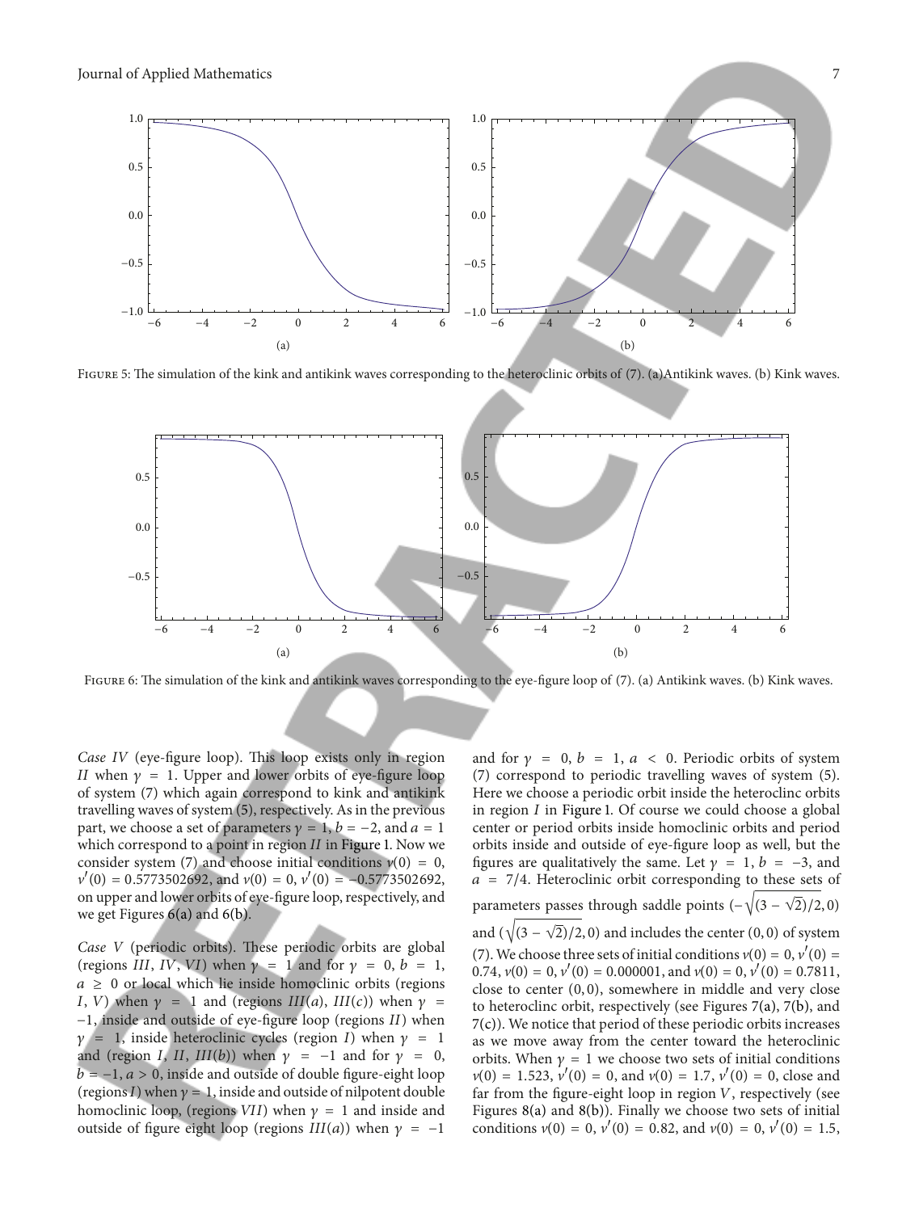Figure 5: The simulation of the kink and antikink waves corresponding to the heteroclinic orbits of (7). (a) Antikink waves. (b) Kink waves.

Figure 6: The simulation of the kink and antikink waves corresponding to the eye-figure loop of (7). (a) Antikink waves. (b) Kink waves.

*Case IV* (eye-figure loop). This loop exists only in region $II$ when $\gamma = 1$. Upper and lower orbits of eye-figure loop of system (7) which again correspond to kink and antikink travelling waves of system (5), respectively. As in the previous part, we choose a set of parameters $\gamma = 1$, $b = -2$, and $a = 1$ which correspond to a point in region $II$ in Figure 1. Now we consider system (7) and choose initial conditions $v(0) = 0$, $v'(0) = 0.5773502692$, and $v(0) = 0$, $v'(0) = -0.5773502692$, on upper and lower orbits of eye-figure loop, respectively, and we get Figures 6(a) and 6(b).

*Case V* (periodic orbits). These periodic orbits are global (regions $III$, $IV$, $VI$) when $\gamma = 1$ and for $\gamma = 0$, $b = 1$, $a \geq 0$ or local which lie inside homoclinic orbits (regions $I$, $V$) when $\gamma = 1$ and (regions $III(a)$, $III(c)$) when $\gamma = -1$, inside and outside of eye-figure loop (regions $II$) when $\gamma = 1$, inside heteroclinic cycles (region $I$) when $\gamma = 1$ and (region $I$, $II$, $III(b)$) when $\gamma = -1$ and for $\gamma = 0$, $b = -1$, $a > 0$, inside and outside of double figure-eight loop (regions $I$) when $\gamma = 1$, inside and outside of nilpotent double homoclinic loop, (regions $VII$) when $\gamma = 1$ and inside and outside of figure eight loop (regions $III(a)$) when $\gamma = -1$ and for $\gamma = 0$, $b = 1$, $a < 0$. Periodic orbits of system (7) correspond to periodic travelling waves of system (5). Here we choose a periodic orbit inside the heteroclinc orbits in region $I$ in Figure 1. Of course we could choose a global center or period orbits inside homoclinic orbits and period orbits inside and outside of eye-figure loop as well, but the figures are qualitatively the same. Let $\gamma = 1$, $b = -3$, and $a = 7/4$. Heteroclinic orbit corresponding to these sets of parameters passes through saddle points $(-\sqrt{(3-\sqrt{2})/2}, 0)$ and $(\sqrt{(3-\sqrt{2})/2}, 0)$ and includes the center $(0, 0)$ of system (7). We choose three sets of initial conditions $v(0) = 0$, $v'(0) = 0.74$, $v(0) = 0$, $v'(0) = 0.000001$, and $v(0) = 0$, $v'(0) = 0.7811$, close to center $(0, 0)$, somewhere in middle and very close to heteroclinc orbit, respectively (see Figures 7(a), 7(b), and 7(c)). We notice that period of these periodic orbits increases as we move away from the center toward the heteroclinic orbits. When $\gamma = 1$ we choose two sets of initial conditions $v(0) = 1.523$, $v'(0) = 0$, and $v(0) = 1.7$, $v'(0) = 0$, close and far from the figure-eight loop in region $V$, respectively (see Figures 8(a) and 8(b)). Finally we choose two sets of initial conditions $v(0) = 0$, $v'(0) = 0.82$, and $v(0) = 0$, $v'(0) = 1.5$,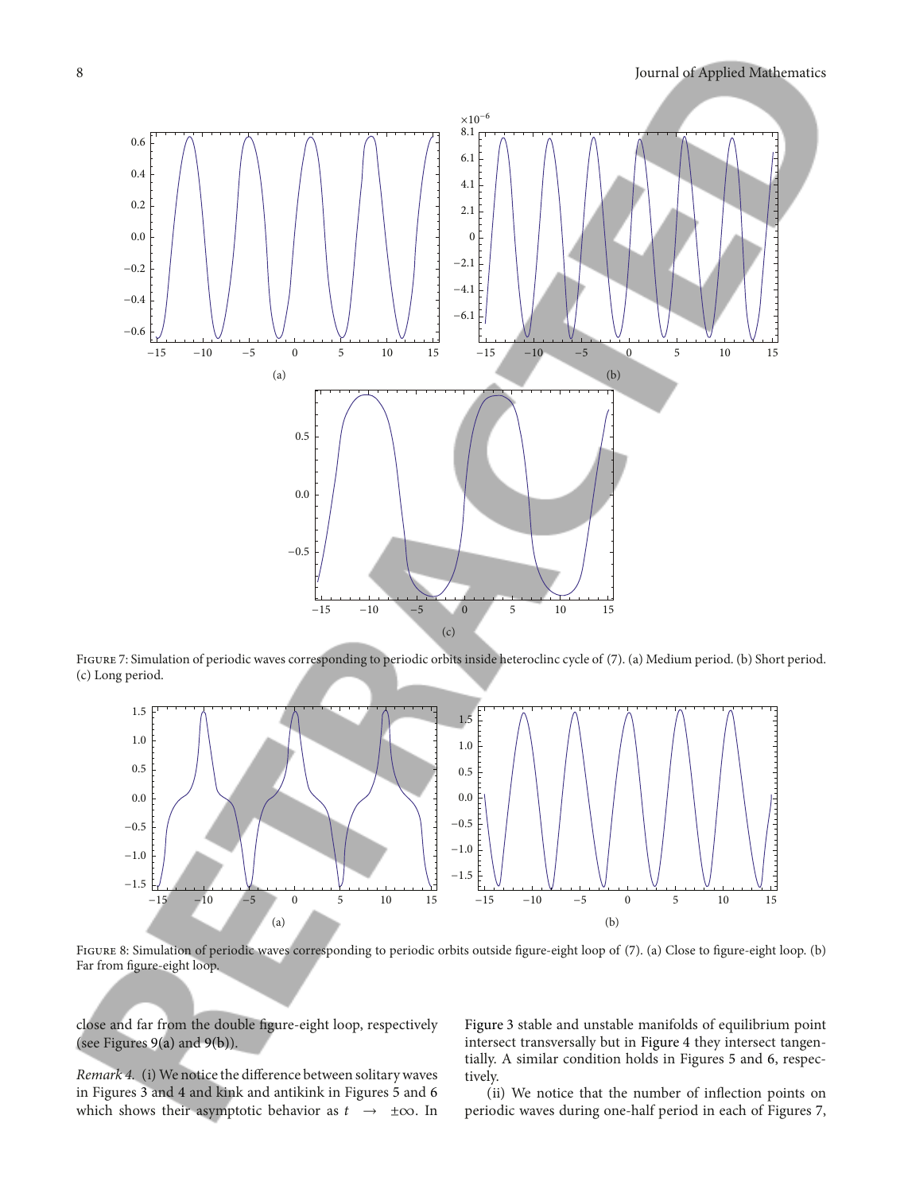Figure 7: Simulation of periodic waves corresponding to periodic orbits inside heteroclinc cycle of (7). (a) Medium period. (b) Short period. (c) Long period.

Figure 8: Simulation of periodic waves corresponding to periodic orbits outside figure-eight loop of (7). (a) Close to figure-eight loop. (b) Far from figure-eight loop.

close and far from the double figure-eight loop, respectively (see Figures 9(a) and 9(b)).

*Remark 4.* (i) We notice the difference between solitary waves in Figures 3 and 4 and kink and antikink in Figures 5 and 6 which shows their asymptotic behavior as $t \rightarrow \pm\infty$. In Figure 3 stable and unstable manifolds of equilibrium point intersect transversally but in Figure 4 they intersect tangentially. A similar condition holds in Figures 5 and 6, respectively.

(ii) We notice that the number of inflection points on periodic waves during one-half period in each of Figures 7,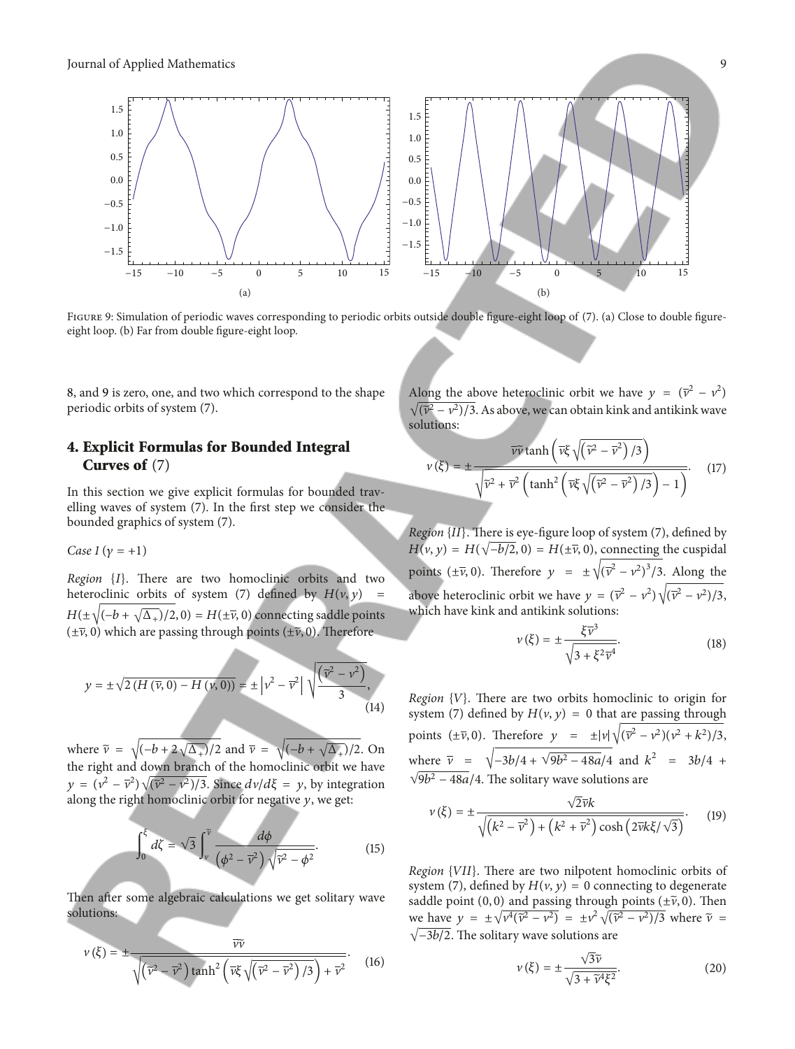Figure 9: Simulation of periodic waves corresponding to periodic orbits outside double figure-eight loop of (7). (a) Close to double figure-eight loop. (b) Far from double figure-eight loop.

8, and 9 is zero, one, and two which correspond to the shape periodic orbits of system (7).

## 4. Explicit Formulas for Bounded Integral Curves of (7)

In this section we give explicit formulas for bounded travelling waves of system (7). In the first step we consider the bounded graphics of system (7).

*Case 1* ($\gamma = +1$)

*Region* {*I*}. There are two homoclinic orbits and two heteroclinic orbits of system (7) defined by $H(v, y) = H(\pm\sqrt{(-b+\sqrt{\Delta_+})/2}, 0) = H(\pm\bar{v}, 0)$ connecting saddle points $(\pm\bar{v}, 0)$ which are passing through points $(\pm\tilde{v}, 0)$. Therefore

$$y = \pm\sqrt{2\left(H(\bar{v}, 0) - H(v, 0)\right)} = \pm\left|v^2 - \bar{v}^2\right| \sqrt{\frac{\left(\tilde{v}^2 - v^2\right)}{3}}, \tag{14}$$

where $\tilde{v} = \sqrt{(-b+2\sqrt{\Delta_+})/2}$ and $\bar{v} = \sqrt{(-b+\sqrt{\Delta_+})/2}$. On the right and down branch of the homoclinic orbit we have $y = (v^2 - \bar{v}^2)\sqrt{(\tilde{v}^2 - v^2)/3}$. Since $dv/d\xi = y$, by integration along the right homoclinic orbit for negative $y$, we get:

$$\int_0^{\xi} d\zeta = \sqrt{3}\int_v^{\tilde{v}} \frac{d\phi}{\left(\phi^2 - \bar{v}^2\right)\sqrt{\tilde{v}^2 - \phi^2}}. \tag{15}$$

Then after some algebraic calculations we get solitary wave solutions:

$$v(\xi) = \pm\frac{\tilde{v}\bar{v}}{\sqrt{\left(\tilde{v}^2 - \bar{v}^2\right)\tanh^2\left(\bar{v}\xi\sqrt{\left(\tilde{v}^2 - \bar{v}^2\right)/3}\right) + \bar{v}^2}}. \tag{16}$$

Along the above heteroclinic orbit we have $y = (\bar{v}^2 - v^2)\sqrt{(\tilde{v}^2 - v^2)/3}$. As above, we can obtain kink and antikink wave solutions:

$$v(\xi) = \pm\frac{\tilde{v}\bar{v}\tanh\left(\bar{v}\xi\sqrt{\left(\tilde{v}^2 - \bar{v}^2\right)/3}\right)}{\sqrt{\tilde{v}^2 + \bar{v}^2\left(\tanh^2\left(\bar{v}\xi\sqrt{\left(\tilde{v}^2 - \bar{v}^2\right)/3}\right) - 1\right)}}. \tag{17}$$

*Region* {*II*}. There is eye-figure loop of system (7), defined by $H(v, y) = H(\sqrt{-b/2}, 0) = H(\pm\bar{v}, 0)$, connecting the cuspidal points $(\pm\bar{v}, 0)$. Therefore $y = \pm\sqrt{(\bar{v}^2 - v^2)^3/3}$. Along the above heteroclinic orbit we have $y = (\bar{v}^2 - v^2)\sqrt{(\bar{v}^2 - v^2)/3}$, which have kink and antikink solutions:

$$v(\xi) = \pm\frac{\xi\bar{v}^3}{\sqrt{3 + \xi^2\bar{v}^4}}. \tag{18}$$

*Region* {*V*}. There are two orbits homoclinic to origin for system (7) defined by $H(v, y) = 0$ that are passing through points $(\pm\bar{v}, 0)$. Therefore $y = \pm|v|\sqrt{(\bar{v}^2 - v^2)(v^2 + k^2)/3}$, where $\bar{v} = \sqrt{-3b/4 + \sqrt{9b^2 - 48a}/4}$ and $k^2 = 3b/4 + \sqrt{9b^2 - 48a}/4$. The solitary wave solutions are

$$v(\xi) = \pm\frac{\sqrt{2}\bar{v}k}{\sqrt{\left(k^2 - \bar{v}^2\right) + \left(k^2 + \bar{v}^2\right)\cosh\left(2\bar{v}k\xi/\sqrt{3}\right)}}. \tag{19}$$

*Region* {*VII*}. There are two nilpotent homoclinic orbits of system (7), defined by $H(v, y) = 0$ connecting to degenerate saddle point $(0, 0)$ and passing through points $(\pm\tilde{v}, 0)$. Then we have $y = \pm\sqrt{v^4(\tilde{v}^2 - v^2)} = \pm v^2\sqrt{(\tilde{v}^2 - v^2)/3}$ where $\tilde{v} = \sqrt{-3b/2}$. The solitary wave solutions are

$$v(\xi) = \pm\frac{\sqrt{3}\tilde{v}}{\sqrt{3 + \tilde{v}^4\xi^2}}. \tag{20}$$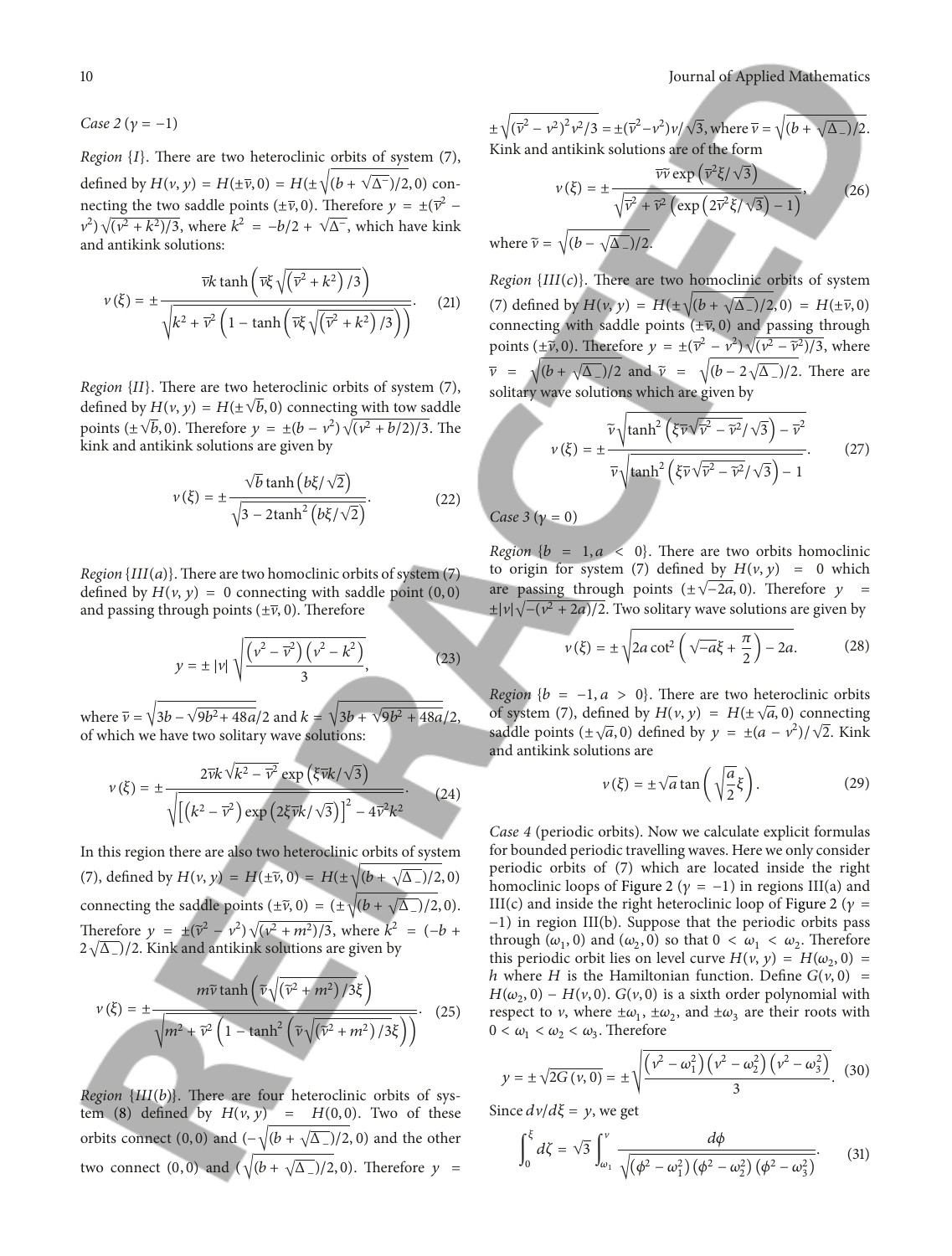*Case 2* ($\gamma = -1$)

*Region* $\{I\}$. There are two heteroclinic orbits of system (7), defined by $H(v, y) = H(\pm\overline{v}, 0) = H(\pm\sqrt{(b + \sqrt{\Delta^-})/2}, 0)$ connecting the two saddle points $(\pm\overline{v}, 0)$. Therefore $y = \pm(\overline{v}^2 - v^2)\sqrt{(v^2 + k^2)/3}$, where $k^2 = -b/2 + \sqrt{\Delta^-}$, which have kink and antikink solutions:

$$v(\xi) = \pm \frac{\overline{v}k \tanh\left(\overline{v}\xi\sqrt{\left(\overline{v}^2 + k^2\right)/3}\right)}{\sqrt{k^2 + \overline{v}^2\left(1 - \tanh\left(\overline{v}\xi\sqrt{\left(\overline{v}^2 + k^2\right)/3}\right)\right)}}. \quad (21)$$

*Region* $\{II\}$. There are two heteroclinic orbits of system (7), defined by $H(v, y) = H(\pm\sqrt{b}, 0)$ connecting with tow saddle points $(\pm\sqrt{b}, 0)$. Therefore $y = \pm(b - v^2)\sqrt{(v^2 + b/2)/3}$. The kink and antikink solutions are given by

$$v(\xi) = \pm \frac{\sqrt{b}\tanh\left(b\xi/\sqrt{2}\right)}{\sqrt{3 - 2\tanh^2\left(b\xi/\sqrt{2}\right)}}. \quad (22)$$

*Region* $\{III(a)\}$. There are two homoclinic orbits of system (7) defined by $H(v, y) = 0$ connecting with saddle point $(0, 0)$ and passing through points $(\pm\overline{v}, 0)$. Therefore

$$y = \pm|v|\sqrt{\frac{\left(v^2 - \overline{v}^2\right)\left(v^2 - k^2\right)}{3}}, \quad (23)$$

where $\overline{v} = \sqrt{3b - \sqrt{9b^2 + 48a}/2}$ and $k = \sqrt{3b + \sqrt{9b^2 + 48a}/2}$, of which we have two solitary wave solutions:

$$v(\xi) = \pm \frac{2\overline{v}k\sqrt{k^2 - \overline{v}^2}\exp\left(\xi\overline{v}k/\sqrt{3}\right)}{\sqrt{\left[\left(k^2 - \overline{v}^2\right)\exp\left(2\xi\overline{v}k/\sqrt{3}\right)\right]^2 - 4\overline{v}^2k^2}}. \quad (24)$$

In this region there are also two heteroclinic orbits of system (7), defined by $H(v, y) = H(\pm\widetilde{v}, 0) = H(\pm\sqrt{(b + \sqrt{\Delta_-})/2}, 0)$ connecting the saddle points $(\pm\widetilde{v}, 0) = (\pm\sqrt{(b + \sqrt{\Delta_-})/2}, 0)$. Therefore $y = \pm(\widetilde{v}^2 - v^2)\sqrt{(v^2 + m^2)/3}$, where $k^2 = (-b + 2\sqrt{\Delta_-})/2$. Kink and antikink solutions are given by

$$v(\xi) = \pm \frac{m\widetilde{v}\tanh\left(\widetilde{v}\sqrt{\left(\widetilde{v}^2 + m^2\right)/3}\xi\right)}{\sqrt{m^2 + \widetilde{v}^2\left(1 - \tanh^2\left(\widetilde{v}\sqrt{\left(\widetilde{v}^2 + m^2\right)/3}\xi\right)\right)}}. \quad (25)$$

*Region* $\{III(b)\}$. There are four heteroclinic orbits of system (8) defined by $H(v, y) = H(0, 0)$. Two of these orbits connect $(0, 0)$ and $(-\sqrt{(b + \sqrt{\Delta_-})/2}, 0)$ and the other two connect $(0, 0)$ and $(\sqrt{(b + \sqrt{\Delta_-})/2}, 0)$. Therefore $y = \pm\sqrt{(\overline{v}^2 - v^2)^2 v^2/3} = \pm(\overline{v}^2 - v^2)v/\sqrt{3}$, where $\overline{v} = \sqrt{(b + \sqrt{\Delta_-})/2}$. Kink and antikink solutions are of the form

$$v(\xi) = \pm \frac{\overline{v}\widetilde{v}\exp\left(\overline{v}^2\xi/\sqrt{3}\right)}{\sqrt{\overline{v}^2 + \widetilde{v}^2\left(\exp\left(2\overline{v}^2\xi/\sqrt{3}\right) - 1\right)}}, \quad (26)$$

where $\widetilde{v} = \sqrt{(b - \sqrt{\Delta_-})/2}$.

*Region* $\{III(c)\}$. There are two homoclinic orbits of system (7) defined by $H(v, y) = H(\pm\sqrt{(b + \sqrt{\Delta_-})/2}, 0) = H(\pm\overline{v}, 0)$ connecting with saddle points $(\pm\overline{v}, 0)$ and passing through points $(\pm\widetilde{v}, 0)$. Therefore $y = \pm(\overline{v}^2 - v^2)\sqrt{(v^2 - \widetilde{v}^2)/3}$, where $\overline{v} = \sqrt{(b + \sqrt{\Delta_-})/2}$ and $\widetilde{v} = \sqrt{(b - 2\sqrt{\Delta_-})/2}$. There are solitary wave solutions which are given by

$$v(\xi) = \pm \frac{\widetilde{v}\sqrt{\tanh^2\left(\xi\overline{v}\sqrt{\overline{v}^2 - \widetilde{v}^2}/\sqrt{3}\right) - \overline{v}^2}}{\overline{v}\sqrt{\tanh^2\left(\xi\overline{v}\sqrt{\overline{v}^2 - \widetilde{v}^2}/\sqrt{3}\right) - 1}}. \quad (27)$$

*Case 3* ($\gamma = 0$)

*Region* $\{b = 1, a < 0\}$. There are two orbits homoclinic to origin for system (7) defined by $H(v, y) = 0$ which are passing through points $(\pm\sqrt{-2a}, 0)$. Therefore $y = \pm|v|\sqrt{-(v^2 + 2a)/2}$. Two solitary wave solutions are given by

$$v(\xi) = \pm\sqrt{2a\cot^2\left(\sqrt{-a}\xi + \frac{\pi}{2}\right) - 2a}. \quad (28)$$

*Region* $\{b = -1, a > 0\}$. There are two heteroclinic orbits of system (7), defined by $H(v, y) = H(\pm\sqrt{a}, 0)$ connecting saddle points $(\pm\sqrt{a}, 0)$ defined by $y = \pm(a - v^2)/\sqrt{2}$. Kink and antikink solutions are

$$v(\xi) = \pm\sqrt{a}\tan\left(\sqrt{\frac{a}{2}}\xi\right). \quad (29)$$

*Case 4* (periodic orbits). Now we calculate explicit formulas for bounded periodic travelling waves. Here we only consider periodic orbits of (7) which are located inside the right homoclinic loops of Figure 2 ($\gamma = -1$) in regions III(a) and III(c) and inside the right heteroclinic loop of Figure 2 ($\gamma = -1$) in region III(b). Suppose that the periodic orbits pass through $(\omega_1, 0)$ and $(\omega_2, 0)$ so that $0 < \omega_1 < \omega_2$. Therefore this periodic orbit lies on level curve $H(v, y) = H(\omega_2, 0) = h$ where $H$ is the Hamiltonian function. Define $G(v, 0) = H(\omega_2, 0) - H(v, 0)$. $G(v, 0)$ is a sixth order polynomial with respect to $v$, where $\pm\omega_1$, $\pm\omega_2$, and $\pm\omega_3$ are their roots with $0 < \omega_1 < \omega_2 < \omega_3$. Therefore

$$y = \pm\sqrt{2G(v, 0)} = \pm\sqrt{\frac{\left(v^2 - \omega_1^2\right)\left(v^2 - \omega_2^2\right)\left(v^2 - \omega_3^2\right)}{3}}. \quad (30)$$

Since $dv/d\xi = y$, we get

$$\int_0^{\xi} d\zeta = \sqrt{3}\int_{\omega_1}^{v} \frac{d\phi}{\sqrt{\left(\phi^2 - \omega_1^2\right)\left(\phi^2 - \omega_2^2\right)\left(\phi^2 - \omega_3^2\right)}}. \quad (31)$$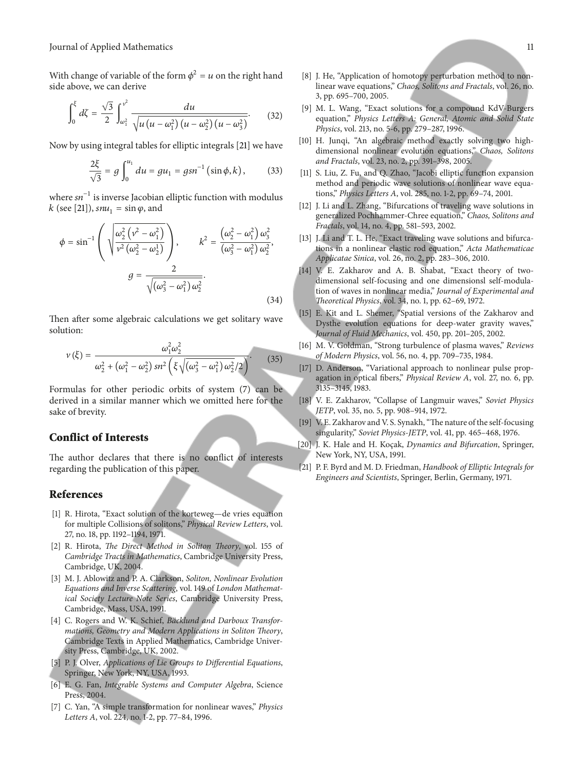With change of variable of the form $\phi^2 = u$ on the right hand side above, we can derive

$$\int_0^{\xi} d\zeta = \frac{\sqrt{3}}{2} \int_{\omega_1^2}^{v^2} \frac{du}{\sqrt{u\left(u-\omega_1^2\right)\left(u-\omega_2^2\right)\left(u-\omega_3^2\right)}}. \tag{32}$$

Now by using integral tables for elliptic integrals [21] we have

$$\frac{2\xi}{\sqrt{3}} = g\int_0^{u_1} du = gu_1 = gsn^{-1}\left(\sin\phi, k\right), \tag{33}$$

where $sn^{-1}$ is inverse Jacobian elliptic function with modulus $k$ (see [21]), $snu_1 = \sin\varphi$, and

$$\phi = \sin^{-1}\left(\sqrt{\frac{\omega_2^2\left(v^2-\omega_1^2\right)}{v^2\left(\omega_2^2-\omega_2^1\right)}}\right), \qquad k^2 = \frac{\left(\omega_2^2-\omega_1^2\right)\omega_3^2}{\left(\omega_3^2-\omega_1^2\right)\omega_2^2},$$
$$g = \frac{2}{\sqrt{\left(\omega_3^2-\omega_1^2\right)\omega_2^2}}. \tag{34}$$

Then after some algebraic calculations we get solitary wave solution:

$$v(\xi) = \frac{\omega_1^2\omega_2^2}{\omega_2^2 + \left(\omega_1^2-\omega_2^2\right) sn^2\left(\xi\sqrt{\left(\omega_3^2-\omega_1^2\right)\omega_2^2}/2\right)}. \tag{35}$$

Formulas for other periodic orbits of system (7) can be derived in a similar manner which we omitted here for the sake of brevity.

## Conflict of Interests

The author declares that there is no conflict of interests regarding the publication of this paper.

## References

[1] R. Hirota, "Exact solution of the korteweg—de vries equation for multiple Collisions of solitons," *Physical Review Letters*, vol. 27, no. 18, pp. 1192–1194, 1971.

[2] R. Hirota, *The Direct Method in Soliton Theory*, vol. 155 of *Cambridge Tracts in Mathematics*, Cambridge University Press, Cambridge, UK, 2004.

[3] M. J. Ablowitz and P. A. Clarkson, *Soliton, Nonlinear Evolution Equations and Inverse Scattering*, vol. 149 of *London Mathematical Society Lecture Note Series*, Cambridge University Press, Cambridge, Mass, USA, 1991.

[4] C. Rogers and W. K. Schief, *Bäcklund and Darboux Transformations, Geometry and Modern Applications in Soliton Theory*, Cambridge Texts in Applied Mathematics, Cambridge University Press, Cambridge, UK, 2002.

[5] P. J. Olver, *Applications of Lie Groups to Differential Equations*, Springer, New York, NY, USA, 1993.

[6] E. G. Fan, *Integrable Systems and Computer Algebra*, Science Press, 2004.

[7] C. Yan, "A simple transformation for nonlinear waves," *Physics Letters A*, vol. 224, no. 1-2, pp. 77–84, 1996.

[8] J. He, "Application of homotopy perturbation method to nonlinear wave equations," *Chaos, Solitons and Fractals*, vol. 26, no. 3, pp. 695–700, 2005.

[9] M. L. Wang, "Exact solutions for a compound KdV-Burgers equation," *Physics Letters A: General, Atomic and Solid State Physics*, vol. 213, no. 5-6, pp. 279–287, 1996.

[10] H. Junqi, "An algebraic method exactly solving two high-dimensional nonlinear evolution equations," *Chaos, Solitons and Fractals*, vol. 23, no. 2, pp. 391–398, 2005.

[11] S. Liu, Z. Fu, and Q. Zhao, "Jacobi elliptic function expansion method and periodic wave solutions of nonlinear wave equations," *Physics Letters A*, vol. 285, no. 1-2, pp. 69–74, 2001.

[12] J. Li and L. Zhang, "Bifurcations of traveling wave solutions in generalized Pochhammer-Chree equation," *Chaos, Solitons and Fractals*, vol. 14, no. 4, pp. 581–593, 2002.

[13] J. Li and T. L. He, "Exact traveling wave solutions and bifurcations in a nonlinear elastic rod equation," *Acta Mathematicae Applicatae Sinica*, vol. 26, no. 2, pp. 283–306, 2010.

[14] V. E. Zakharov and A. B. Shabat, "Exact theory of two-dimensional self-focusing and one dimensionsl self-modulation of waves in nonlinear media," *Journal of Experimental and Theoretical Physics*, vol. 34, no. 1, pp. 62–69, 1972.

[15] E. Kit and L. Shemer, "Spatial versions of the Zakharov and Dysthe evolution equations for deep-water gravity waves," *Journal of Fluid Mechanics*, vol. 450, pp. 201–205, 2002.

[16] M. V. Goldman, "Strong turbulence of plasma waves," *Reviews of Modern Physics*, vol. 56, no. 4, pp. 709–735, 1984.

[17] D. Anderson, "Variational approach to nonlinear pulse propagation in optical fibers," *Physical Review A*, vol. 27, no. 6, pp. 3135–3145, 1983.

[18] V. E. Zakharov, "Collapse of Langmuir waves," *Soviet Physics JETP*, vol. 35, no. 5, pp. 908–914, 1972.

[19] V. E. Zakharov and V. S. Synakh, "The nature of the self-focusing singularity," *Soviet Physics-JETP*, vol. 41, pp. 465–468, 1976.

[20] J. K. Hale and H. Koçak, *Dynamics and Bifurcation*, Springer, New York, NY, USA, 1991.

[21] P. F. Byrd and M. D. Friedman, *Handbook of Elliptic Integrals for Engineers and Scientists*, Springer, Berlin, Germany, 1971.